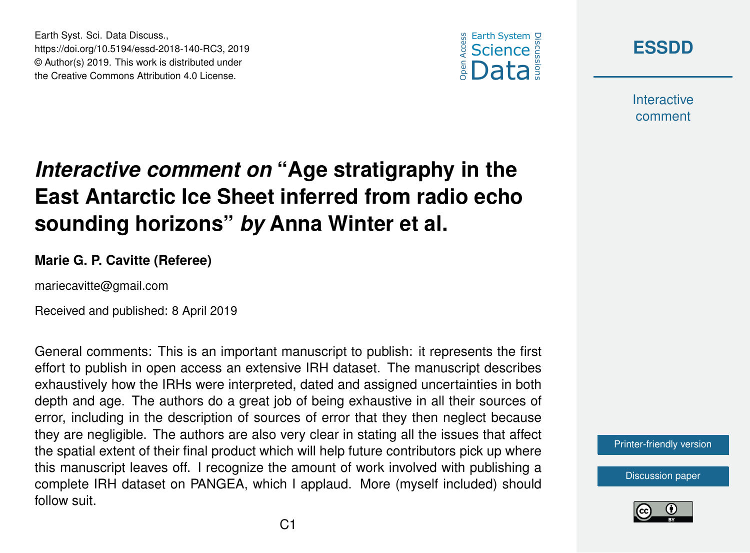Earth Syst. Sci. Data Discuss.,
https://doi.org/10.5194/essd-2018-140-RC3, 2019
© Author(s) 2019. This work is distributed under
the Creative Commons Attribution 4.0 License.

# *Interactive comment on* "Age stratigraphy in the East Antarctic Ice Sheet inferred from radio echo sounding horizons" *by* Anna Winter et al.

**Marie G. P. Cavitte (Referee)**

mariecavitte@gmail.com

Received and published: 8 April 2019

General comments: This is an important manuscript to publish: it represents the first effort to publish in open access an extensive IRH dataset. The manuscript describes exhaustively how the IRHs were interpreted, dated and assigned uncertainties in both depth and age. The authors do a great job of being exhaustive in all their sources of error, including in the description of sources of error that they then neglect because they are negligible. The authors are also very clear in stating all the issues that affect the spatial extent of their final product which will help future contributors pick up where this manuscript leaves off. I recognize the amount of work involved with publishing a complete IRH dataset on PANGEA, which I applaud. More (myself included) should follow suit.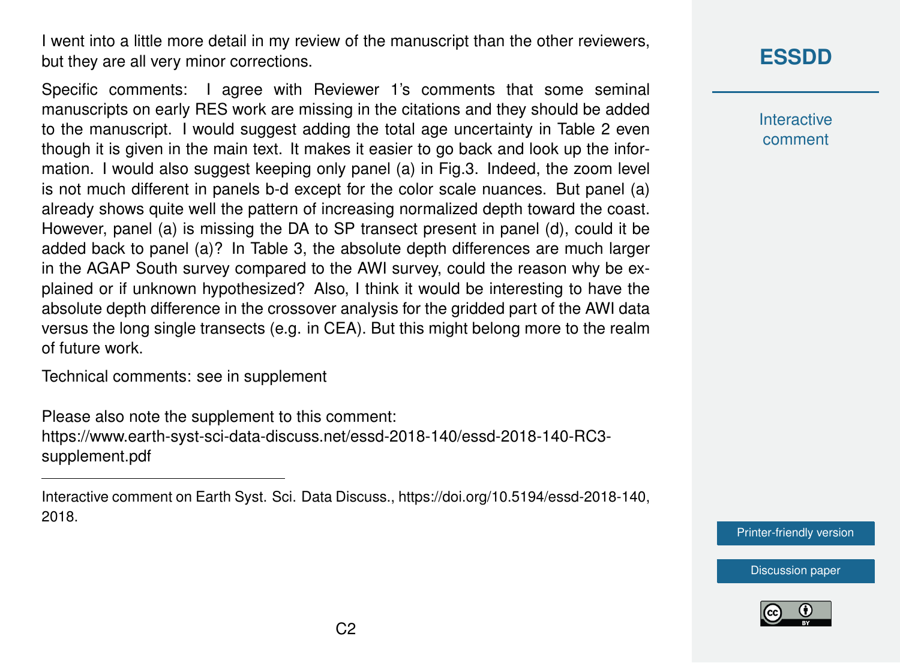I went into a little more detail in my review of the manuscript than the other reviewers, but they are all very minor corrections.

Specific comments: I agree with Reviewer 1's comments that some seminal manuscripts on early RES work are missing in the citations and they should be added to the manuscript. I would suggest adding the total age uncertainty in Table 2 even though it is given in the main text. It makes it easier to go back and look up the information. I would also suggest keeping only panel (a) in Fig.3. Indeed, the zoom level is not much different in panels b-d except for the color scale nuances. But panel (a) already shows quite well the pattern of increasing normalized depth toward the coast. However, panel (a) is missing the DA to SP transect present in panel (d), could it be added back to panel (a)? In Table 3, the absolute depth differences are much larger in the AGAP South survey compared to the AWI survey, could the reason why be explained or if unknown hypothesized? Also, I think it would be interesting to have the absolute depth difference in the crossover analysis for the gridded part of the AWI data versus the long single transects (e.g. in CEA). But this might belong more to the realm of future work.

Technical comments: see in supplement

Please also note the supplement to this comment:
https://www.earth-syst-sci-data-discuss.net/essd-2018-140/essd-2018-140-RC3-supplement.pdf

---

Interactive comment on Earth Syst. Sci. Data Discuss., https://doi.org/10.5194/essd-2018-140, 2018.